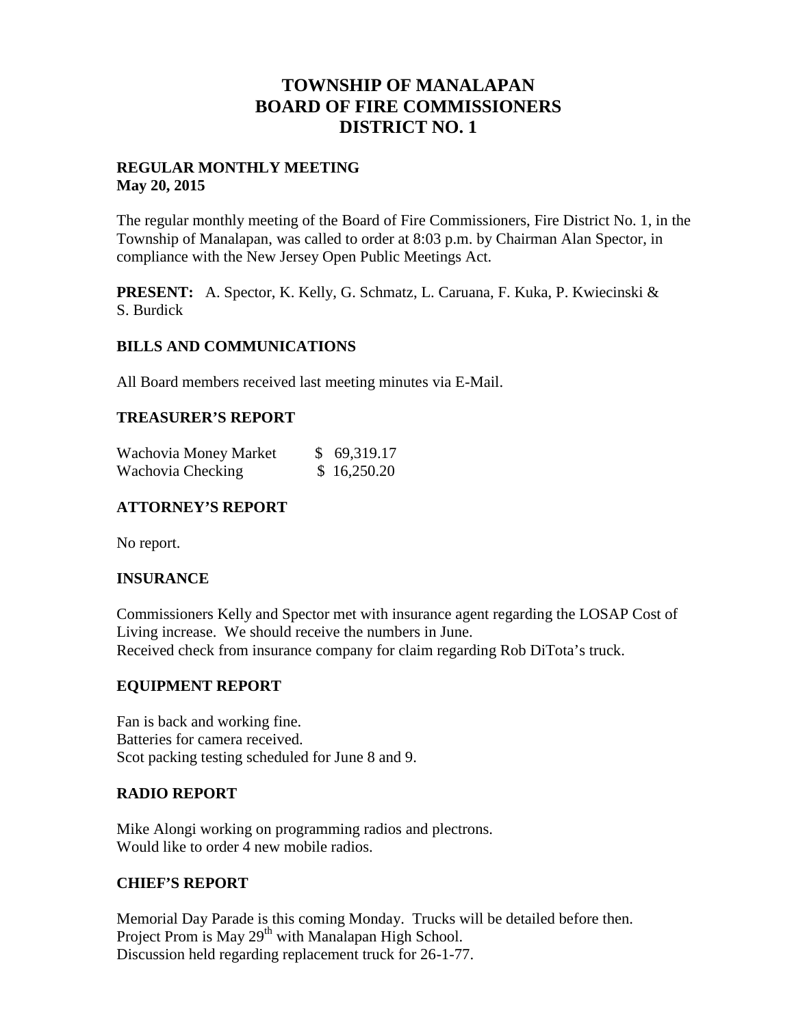# TOWNSHIP OF MANALAPAN
# BOARD OF FIRE COMMISSIONERS
# DISTRICT NO. 1

**REGULAR MONTHLY MEETING**
**May 20, 2015**

The regular monthly meeting of the Board of Fire Commissioners, Fire District No. 1, in the Township of Manalapan, was called to order at 8:03 p.m. by Chairman Alan Spector, in compliance with the New Jersey Open Public Meetings Act.

**PRESENT:** A. Spector, K. Kelly, G. Schmatz, L. Caruana, F. Kuka, P. Kwiecinski & S. Burdick

## BILLS AND COMMUNICATIONS

All Board members received last meeting minutes via E-Mail.

## TREASURER'S REPORT

| | |
|---|---|
| Wachovia Money Market | $ 69,319.17 |
| Wachovia Checking | $ 16,250.20 |

## ATTORNEY'S REPORT

No report.

## INSURANCE

Commissioners Kelly and Spector met with insurance agent regarding the LOSAP Cost of Living increase. We should receive the numbers in June.
Received check from insurance company for claim regarding Rob DiTota's truck.

## EQUIPMENT REPORT

Fan is back and working fine.
Batteries for camera received.
Scot packing testing scheduled for June 8 and 9.

## RADIO REPORT

Mike Alongi working on programming radios and plectrons.
Would like to order 4 new mobile radios.

## CHIEF'S REPORT

Memorial Day Parade is this coming Monday. Trucks will be detailed before then.
Project Prom is May 29th with Manalapan High School.
Discussion held regarding replacement truck for 26-1-77.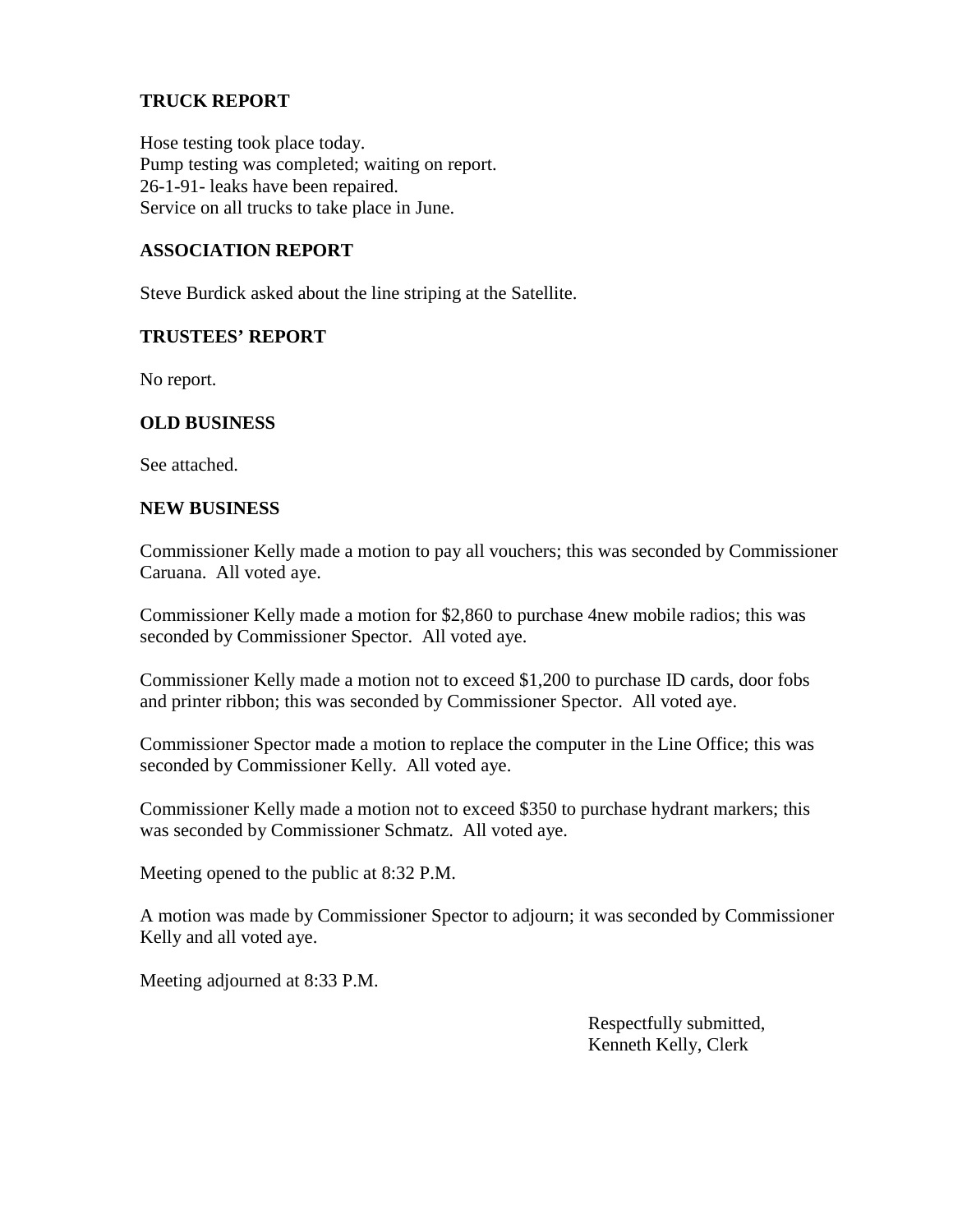## TRUCK REPORT

Hose testing took place today.
Pump testing was completed; waiting on report.
26-1-91- leaks have been repaired.
Service on all trucks to take place in June.

## ASSOCIATION REPORT

Steve Burdick asked about the line striping at the Satellite.

## TRUSTEES' REPORT

No report.

## OLD BUSINESS

See attached.

## NEW BUSINESS

Commissioner Kelly made a motion to pay all vouchers; this was seconded by Commissioner Caruana. All voted aye.

Commissioner Kelly made a motion for $2,860 to purchase 4new mobile radios; this was seconded by Commissioner Spector. All voted aye.

Commissioner Kelly made a motion not to exceed $1,200 to purchase ID cards, door fobs and printer ribbon; this was seconded by Commissioner Spector. All voted aye.

Commissioner Spector made a motion to replace the computer in the Line Office; this was seconded by Commissioner Kelly. All voted aye.

Commissioner Kelly made a motion not to exceed $350 to purchase hydrant markers; this was seconded by Commissioner Schmatz. All voted aye.

Meeting opened to the public at 8:32 P.M.

A motion was made by Commissioner Spector to adjourn; it was seconded by Commissioner Kelly and all voted aye.

Meeting adjourned at 8:33 P.M.

Respectfully submitted,
Kenneth Kelly, Clerk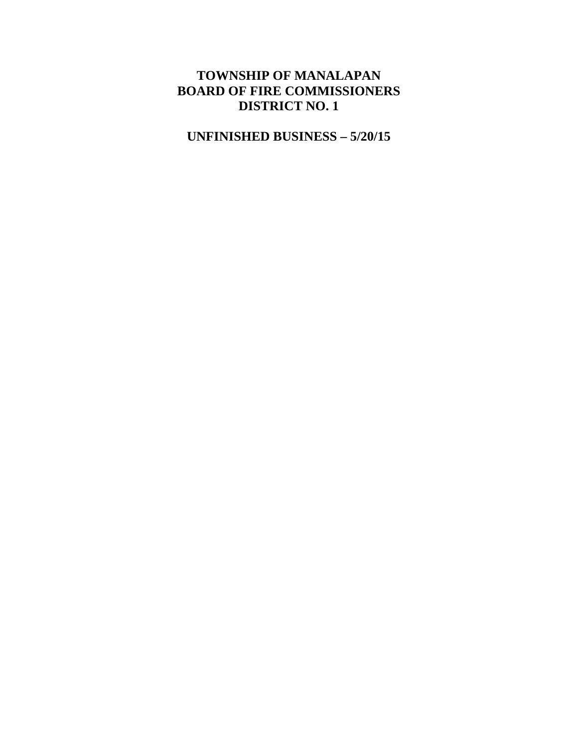# TOWNSHIP OF MANALAPAN
# BOARD OF FIRE COMMISSIONERS
# DISTRICT NO. 1

## UNFINISHED BUSINESS – 5/20/15